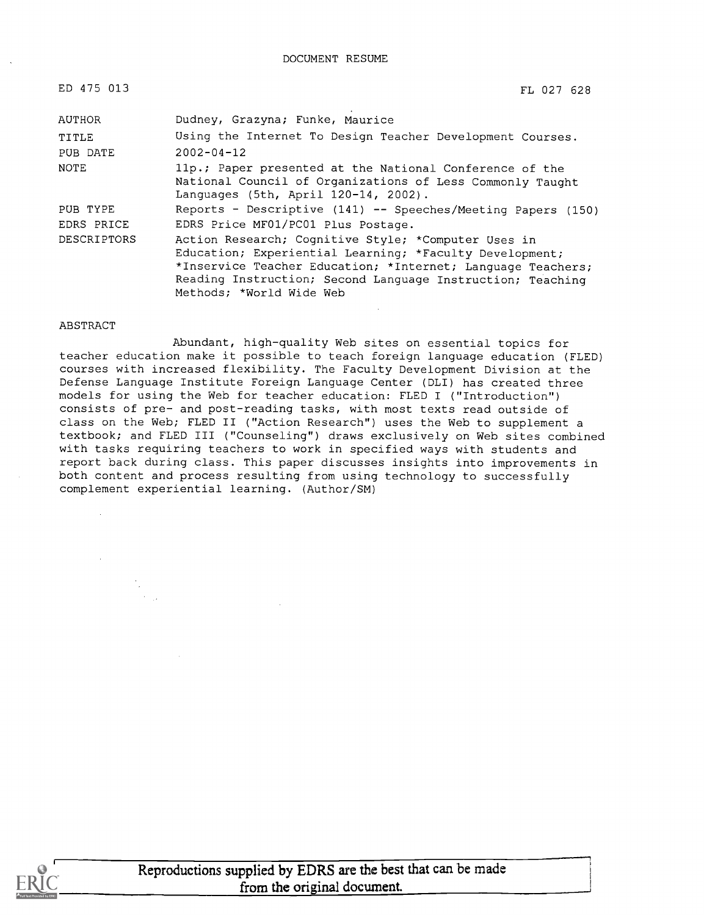DOCUMENT RESUME

ED 475 013 FL 027 628

| | |
|---|---|
| AUTHOR | Dudney, Grazyna; Funke, Maurice |
| TITLE | Using the Internet To Design Teacher Development Courses. |
| PUB DATE | 2002-04-12 |
| NOTE | 11p.; Paper presented at the National Conference of the National Council of Organizations of Less Commonly Taught Languages (5th, April 120-14, 2002). |
| PUB TYPE | Reports - Descriptive (141) -- Speeches/Meeting Papers (150) |
| EDRS PRICE | EDRS Price MF01/PC01 Plus Postage. |
| DESCRIPTORS | Action Research; Cognitive Style; *Computer Uses in Education; Experiential Learning; *Faculty Development; *Inservice Teacher Education; *Internet; Language Teachers; Reading Instruction; Second Language Instruction; Teaching Methods; *World Wide Web |

ABSTRACT

Abundant, high-quality Web sites on essential topics for teacher education make it possible to teach foreign language education (FLED) courses with increased flexibility. The Faculty Development Division at the Defense Language Institute Foreign Language Center (DLI) has created three models for using the Web for teacher education: FLED I ("Introduction") consists of pre- and post-reading tasks, with most texts read outside of class on the Web; FLED II ("Action Research") uses the Web to supplement a textbook; and FLED III ("Counseling") draws exclusively on Web sites combined with tasks requiring teachers to work in specified ways with students and report back during class. This paper discusses insights into improvements in both content and process resulting from using technology to successfully complement experiential learning. (Author/SM)

Reproductions supplied by EDRS are the best that can be made from the original document.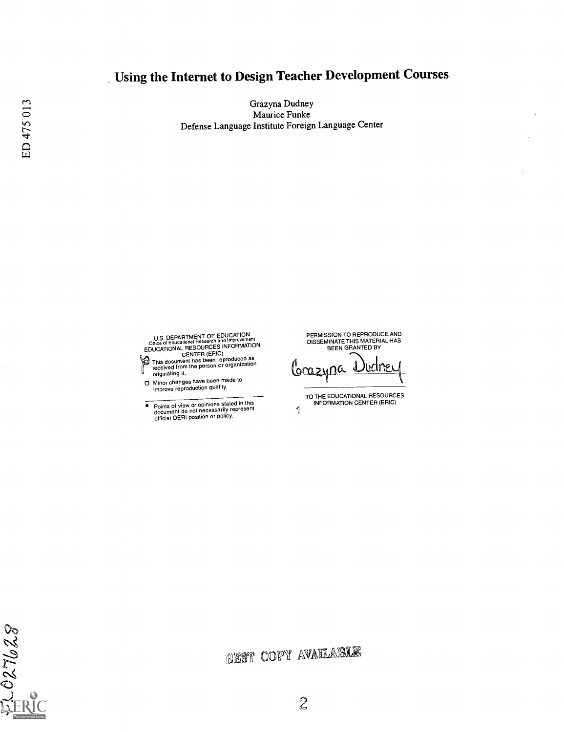# Using the Internet to Design Teacher Development Courses

Grazyna Dudney
Maurice Funke
Defense Language Institute Foreign Language Center

U.S. DEPARTMENT OF EDUCATION
Office of Educational Research and Improvement
EDUCATIONAL RESOURCES INFORMATION CENTER (ERIC)

- This document has been reproduced as received from the person or organization originating it.
- Minor changes have been made to improve reproduction quality.

- Points of view or opinions stated in this document do not necessarily represent official OERI position or policy.

PERMISSION TO REPRODUCE AND DISSEMINATE THIS MATERIAL HAS BEEN GRANTED BY

Grazyna Dudney

TO THE EDUCATIONAL RESOURCES INFORMATION CENTER (ERIC)

BEST COPY AVAILABLE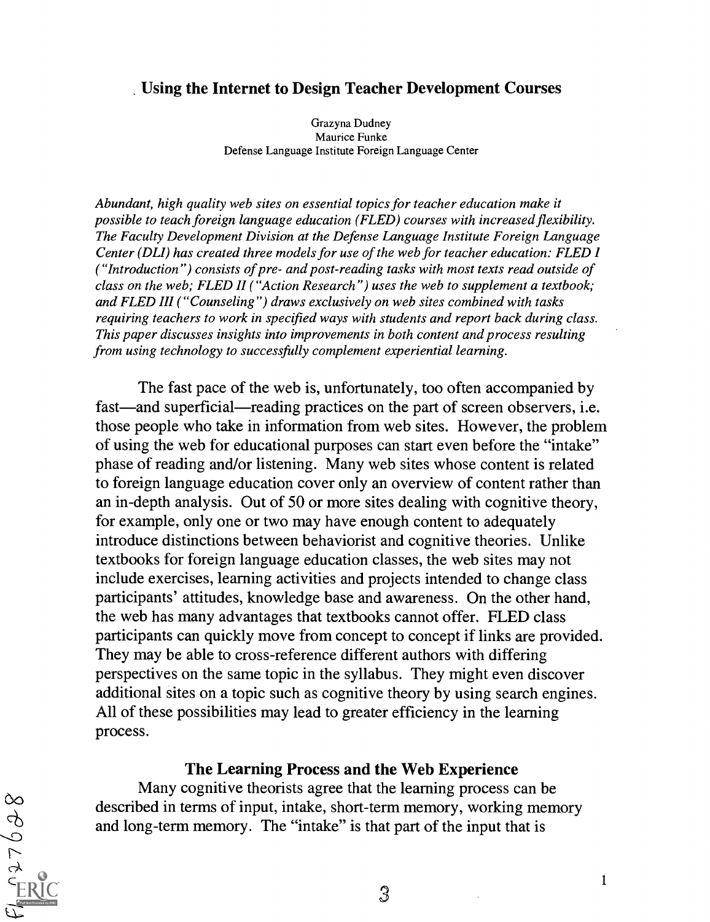# Using the Internet to Design Teacher Development Courses

Grazyna Dudney
Maurice Funke
Defense Language Institute Foreign Language Center

*Abundant, high quality web sites on essential topics for teacher education make it possible to teach foreign language education (FLED) courses with increased flexibility. The Faculty Development Division at the Defense Language Institute Foreign Language Center (DLI) has created three models for use of the web for teacher education: FLED I ("Introduction") consists of pre- and post-reading tasks with most texts read outside of class on the web; FLED II ("Action Research") uses the web to supplement a textbook; and FLED III ("Counseling") draws exclusively on web sites combined with tasks requiring teachers to work in specified ways with students and report back during class. This paper discusses insights into improvements in both content and process resulting from using technology to successfully complement experiential learning.*

The fast pace of the web is, unfortunately, too often accompanied by fast—and superficial—reading practices on the part of screen observers, i.e. those people who take in information from web sites. However, the problem of using the web for educational purposes can start even before the "intake" phase of reading and/or listening. Many web sites whose content is related to foreign language education cover only an overview of content rather than an in-depth analysis. Out of 50 or more sites dealing with cognitive theory, for example, only one or two may have enough content to adequately introduce distinctions between behaviorist and cognitive theories. Unlike textbooks for foreign language education classes, the web sites may not include exercises, learning activities and projects intended to change class participants' attitudes, knowledge base and awareness. On the other hand, the web has many advantages that textbooks cannot offer. FLED class participants can quickly move from concept to concept if links are provided. They may be able to cross-reference different authors with differing perspectives on the same topic in the syllabus. They might even discover additional sites on a topic such as cognitive theory by using search engines. All of these possibilities may lead to greater efficiency in the learning process.

## The Learning Process and the Web Experience

Many cognitive theorists agree that the learning process can be described in terms of input, intake, short-term memory, working memory and long-term memory. The "intake" is that part of the input that is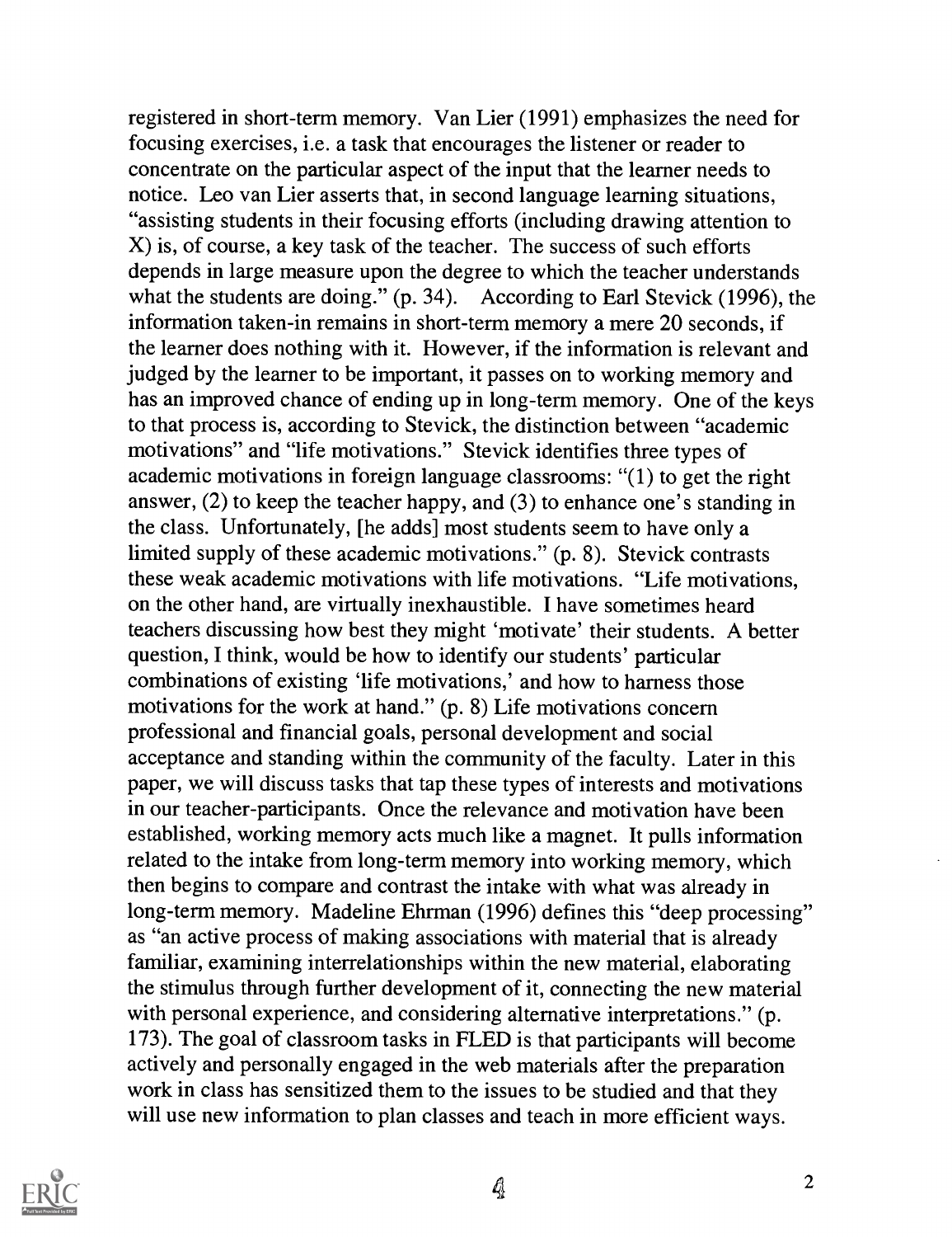registered in short-term memory. Van Lier (1991) emphasizes the need for focusing exercises, i.e. a task that encourages the listener or reader to concentrate on the particular aspect of the input that the learner needs to notice. Leo van Lier asserts that, in second language learning situations, "assisting students in their focusing efforts (including drawing attention to X) is, of course, a key task of the teacher. The success of such efforts depends in large measure upon the degree to which the teacher understands what the students are doing." (p. 34). According to Earl Stevick (1996), the information taken-in remains in short-term memory a mere 20 seconds, if the learner does nothing with it. However, if the information is relevant and judged by the learner to be important, it passes on to working memory and has an improved chance of ending up in long-term memory. One of the keys to that process is, according to Stevick, the distinction between "academic motivations" and "life motivations." Stevick identifies three types of academic motivations in foreign language classrooms: "(1) to get the right answer, (2) to keep the teacher happy, and (3) to enhance one's standing in the class. Unfortunately, [he adds] most students seem to have only a limited supply of these academic motivations." (p. 8). Stevick contrasts these weak academic motivations with life motivations. "Life motivations, on the other hand, are virtually inexhaustible. I have sometimes heard teachers discussing how best they might 'motivate' their students. A better question, I think, would be how to identify our students' particular combinations of existing 'life motivations,' and how to harness those motivations for the work at hand." (p. 8) Life motivations concern professional and financial goals, personal development and social acceptance and standing within the community of the faculty. Later in this paper, we will discuss tasks that tap these types of interests and motivations in our teacher-participants. Once the relevance and motivation have been established, working memory acts much like a magnet. It pulls information related to the intake from long-term memory into working memory, which then begins to compare and contrast the intake with what was already in long-term memory. Madeline Ehrman (1996) defines this "deep processing" as "an active process of making associations with material that is already familiar, examining interrelationships within the new material, elaborating the stimulus through further development of it, connecting the new material with personal experience, and considering alternative interpretations." (p. 173). The goal of classroom tasks in FLED is that participants will become actively and personally engaged in the web materials after the preparation work in class has sensitized them to the issues to be studied and that they will use new information to plan classes and teach in more efficient ways.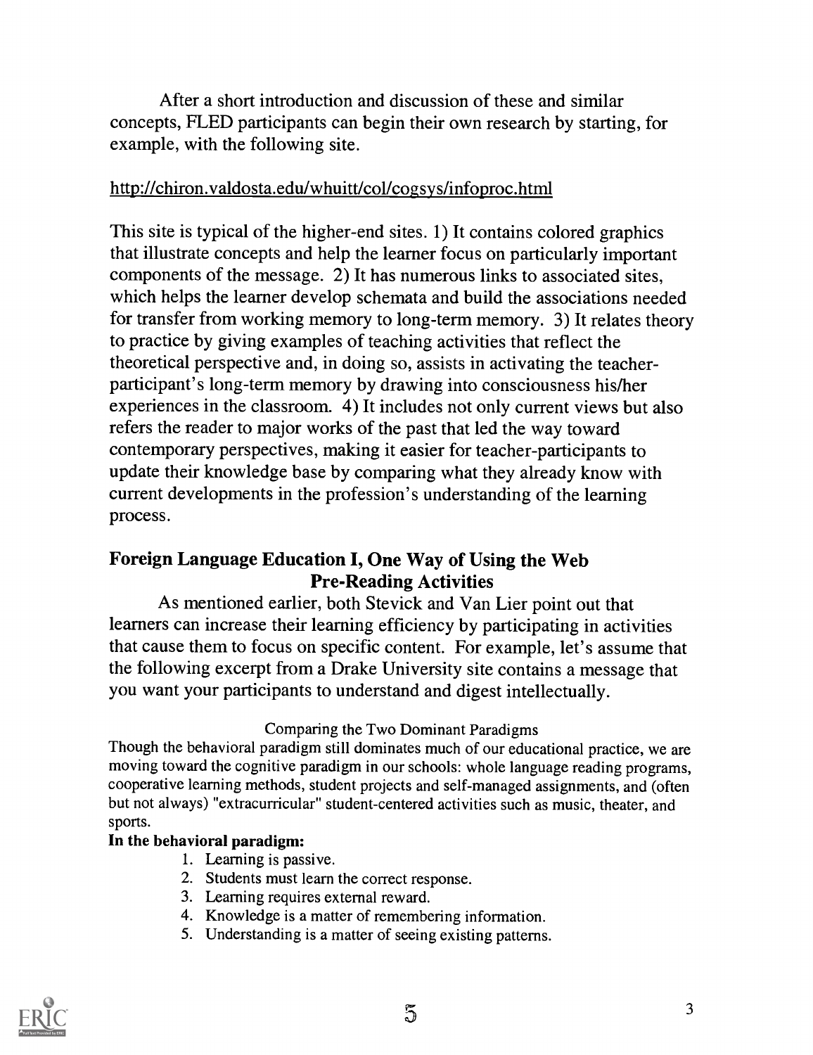After a short introduction and discussion of these and similar concepts, FLED participants can begin their own research by starting, for example, with the following site.

http://chiron.valdosta.edu/whuitt/col/cogsys/infoproc.html

This site is typical of the higher-end sites. 1) It contains colored graphics that illustrate concepts and help the learner focus on particularly important components of the message. 2) It has numerous links to associated sites, which helps the learner develop schemata and build the associations needed for transfer from working memory to long-term memory. 3) It relates theory to practice by giving examples of teaching activities that reflect the theoretical perspective and, in doing so, assists in activating the teacher-participant's long-term memory by drawing into consciousness his/her experiences in the classroom. 4) It includes not only current views but also refers the reader to major works of the past that led the way toward contemporary perspectives, making it easier for teacher-participants to update their knowledge base by comparing what they already know with current developments in the profession's understanding of the learning process.

## Foreign Language Education I, One Way of Using the Web
### Pre-Reading Activities

As mentioned earlier, both Stevick and Van Lier point out that learners can increase their learning efficiency by participating in activities that cause them to focus on specific content. For example, let's assume that the following excerpt from a Drake University site contains a message that you want your participants to understand and digest intellectually.

Comparing the Two Dominant Paradigms

Though the behavioral paradigm still dominates much of our educational practice, we are moving toward the cognitive paradigm in our schools: whole language reading programs, cooperative learning methods, student projects and self-managed assignments, and (often but not always) "extracurricular" student-centered activities such as music, theater, and sports.

**In the behavioral paradigm:**

1. Learning is passive.
2. Students must learn the correct response.
3. Learning requires external reward.
4. Knowledge is a matter of remembering information.
5. Understanding is a matter of seeing existing patterns.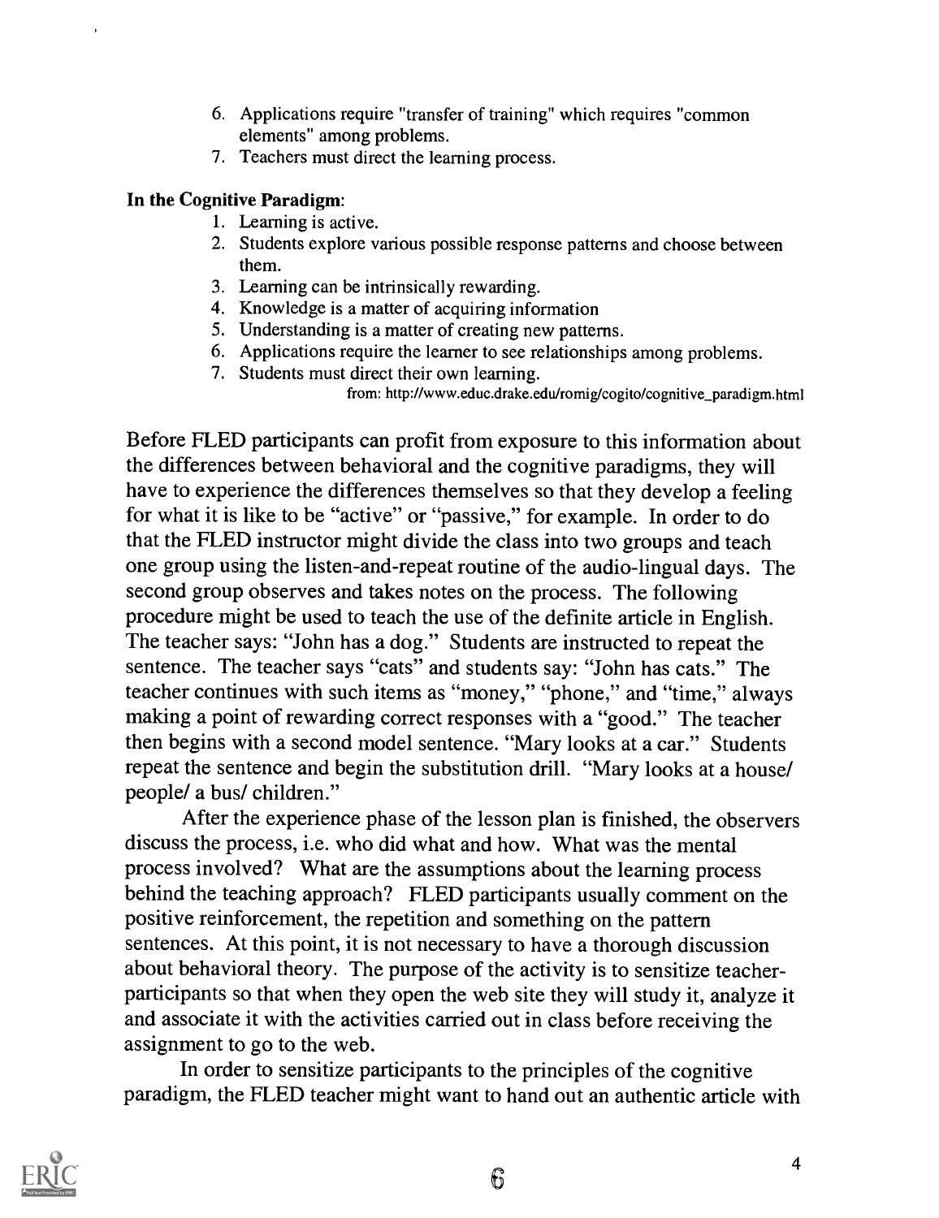6. Applications require "transfer of training" which requires "common elements" among problems.
7. Teachers must direct the learning process.

**In the Cognitive Paradigm**:

1. Learning is active.
2. Students explore various possible response patterns and choose between them.
3. Learning can be intrinsically rewarding.
4. Knowledge is a matter of acquiring information
5. Understanding is a matter of creating new patterns.
6. Applications require the learner to see relationships among problems.
7. Students must direct their own learning.

from: http://www.educ.drake.edu/romig/cogito/cognitive_paradigm.html

Before FLED participants can profit from exposure to this information about the differences between behavioral and the cognitive paradigms, they will have to experience the differences themselves so that they develop a feeling for what it is like to be "active" or "passive," for example. In order to do that the FLED instructor might divide the class into two groups and teach one group using the listen-and-repeat routine of the audio-lingual days. The second group observes and takes notes on the process. The following procedure might be used to teach the use of the definite article in English. The teacher says: "John has a dog." Students are instructed to repeat the sentence. The teacher says "cats" and students say: "John has cats." The teacher continues with such items as "money," "phone," and "time," always making a point of rewarding correct responses with a "good." The teacher then begins with a second model sentence. "Mary looks at a car." Students repeat the sentence and begin the substitution drill. "Mary looks at a house/ people/ a bus/ children."

After the experience phase of the lesson plan is finished, the observers discuss the process, i.e. who did what and how. What was the mental process involved? What are the assumptions about the learning process behind the teaching approach? FLED participants usually comment on the positive reinforcement, the repetition and something on the pattern sentences. At this point, it is not necessary to have a thorough discussion about behavioral theory. The purpose of the activity is to sensitize teacher-participants so that when they open the web site they will study it, analyze it and associate it with the activities carried out in class before receiving the assignment to go to the web.

In order to sensitize participants to the principles of the cognitive paradigm, the FLED teacher might want to hand out an authentic article with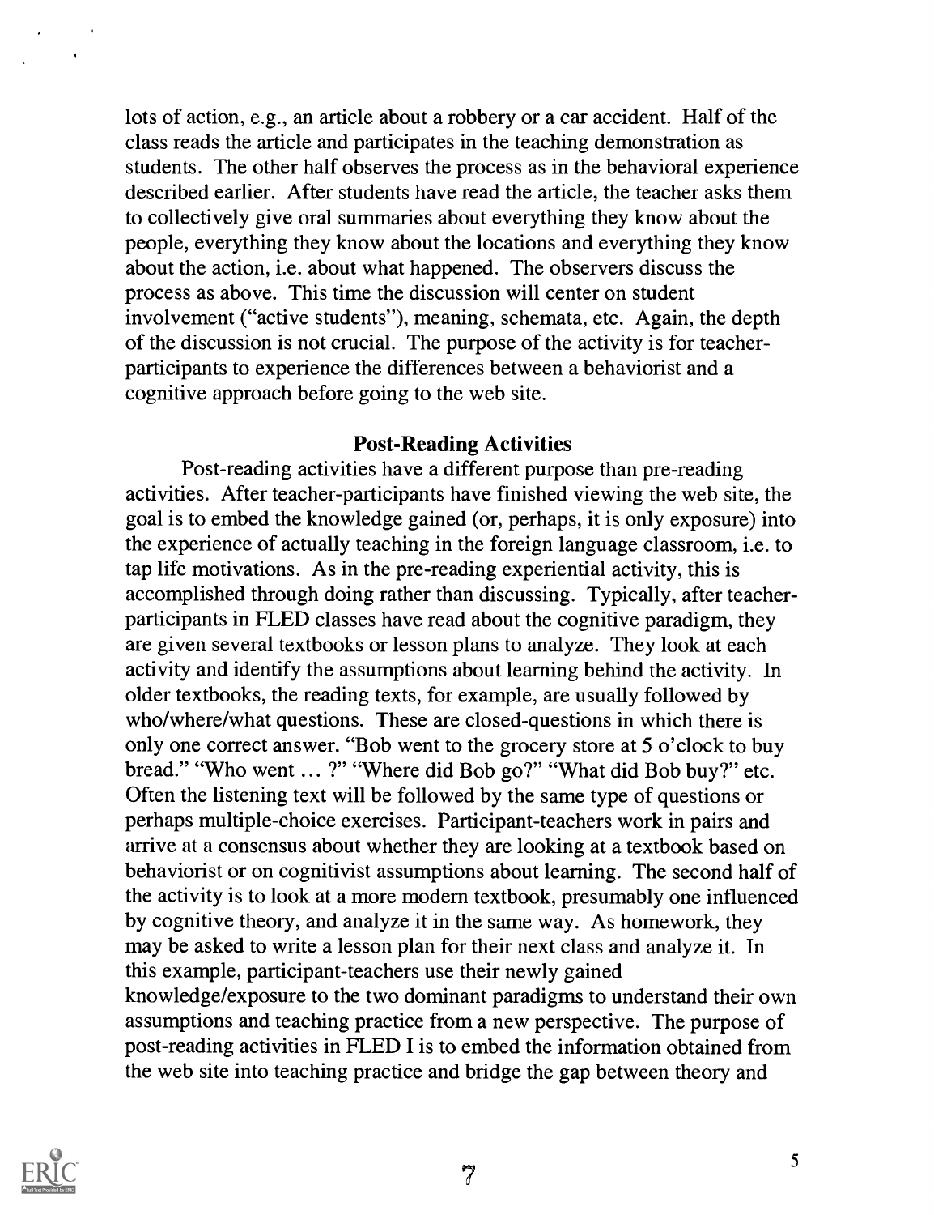lots of action, e.g., an article about a robbery or a car accident. Half of the class reads the article and participates in the teaching demonstration as students. The other half observes the process as in the behavioral experience described earlier. After students have read the article, the teacher asks them to collectively give oral summaries about everything they know about the people, everything they know about the locations and everything they know about the action, i.e. about what happened. The observers discuss the process as above. This time the discussion will center on student involvement ("active students"), meaning, schemata, etc. Again, the depth of the discussion is not crucial. The purpose of the activity is for teacher-participants to experience the differences between a behaviorist and a cognitive approach before going to the web site.

## Post-Reading Activities

Post-reading activities have a different purpose than pre-reading activities. After teacher-participants have finished viewing the web site, the goal is to embed the knowledge gained (or, perhaps, it is only exposure) into the experience of actually teaching in the foreign language classroom, i.e. to tap life motivations. As in the pre-reading experiential activity, this is accomplished through doing rather than discussing. Typically, after teacher-participants in FLED classes have read about the cognitive paradigm, they are given several textbooks or lesson plans to analyze. They look at each activity and identify the assumptions about learning behind the activity. In older textbooks, the reading texts, for example, are usually followed by who/where/what questions. These are closed-questions in which there is only one correct answer. "Bob went to the grocery store at 5 o'clock to buy bread." "Who went … ?" "Where did Bob go?" "What did Bob buy?" etc. Often the listening text will be followed by the same type of questions or perhaps multiple-choice exercises. Participant-teachers work in pairs and arrive at a consensus about whether they are looking at a textbook based on behaviorist or on cognitivist assumptions about learning. The second half of the activity is to look at a more modern textbook, presumably one influenced by cognitive theory, and analyze it in the same way. As homework, they may be asked to write a lesson plan for their next class and analyze it. In this example, participant-teachers use their newly gained knowledge/exposure to the two dominant paradigms to understand their own assumptions and teaching practice from a new perspective. The purpose of post-reading activities in FLED I is to embed the information obtained from the web site into teaching practice and bridge the gap between theory and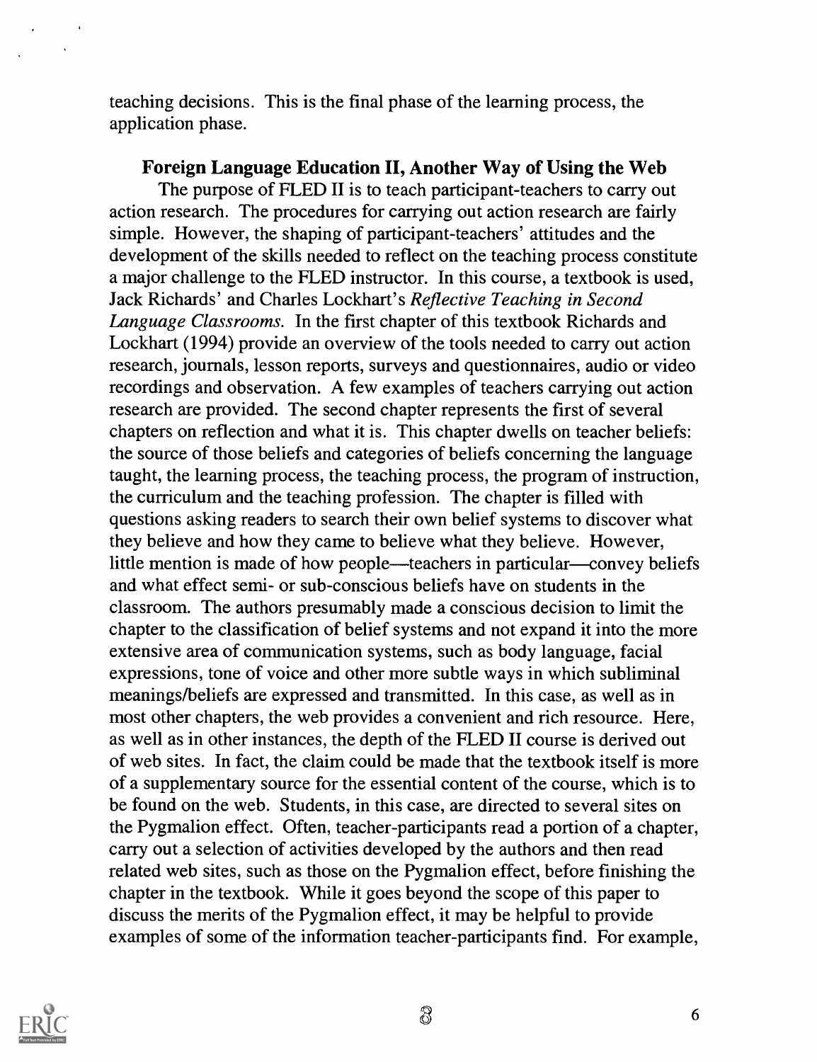teaching decisions. This is the final phase of the learning process, the application phase.

## Foreign Language Education II, Another Way of Using the Web

The purpose of FLED II is to teach participant-teachers to carry out action research. The procedures for carrying out action research are fairly simple. However, the shaping of participant-teachers' attitudes and the development of the skills needed to reflect on the teaching process constitute a major challenge to the FLED instructor. In this course, a textbook is used, Jack Richards' and Charles Lockhart's *Reflective Teaching in Second Language Classrooms.* In the first chapter of this textbook Richards and Lockhart (1994) provide an overview of the tools needed to carry out action research, journals, lesson reports, surveys and questionnaires, audio or video recordings and observation. A few examples of teachers carrying out action research are provided. The second chapter represents the first of several chapters on reflection and what it is. This chapter dwells on teacher beliefs: the source of those beliefs and categories of beliefs concerning the language taught, the learning process, the teaching process, the program of instruction, the curriculum and the teaching profession. The chapter is filled with questions asking readers to search their own belief systems to discover what they believe and how they came to believe what they believe. However, little mention is made of how people—teachers in particular—convey beliefs and what effect semi- or sub-conscious beliefs have on students in the classroom. The authors presumably made a conscious decision to limit the chapter to the classification of belief systems and not expand it into the more extensive area of communication systems, such as body language, facial expressions, tone of voice and other more subtle ways in which subliminal meanings/beliefs are expressed and transmitted. In this case, as well as in most other chapters, the web provides a convenient and rich resource. Here, as well as in other instances, the depth of the FLED II course is derived out of web sites. In fact, the claim could be made that the textbook itself is more of a supplementary source for the essential content of the course, which is to be found on the web. Students, in this case, are directed to several sites on the Pygmalion effect. Often, teacher-participants read a portion of a chapter, carry out a selection of activities developed by the authors and then read related web sites, such as those on the Pygmalion effect, before finishing the chapter in the textbook. While it goes beyond the scope of this paper to discuss the merits of the Pygmalion effect, it may be helpful to provide examples of some of the information teacher-participants find. For example,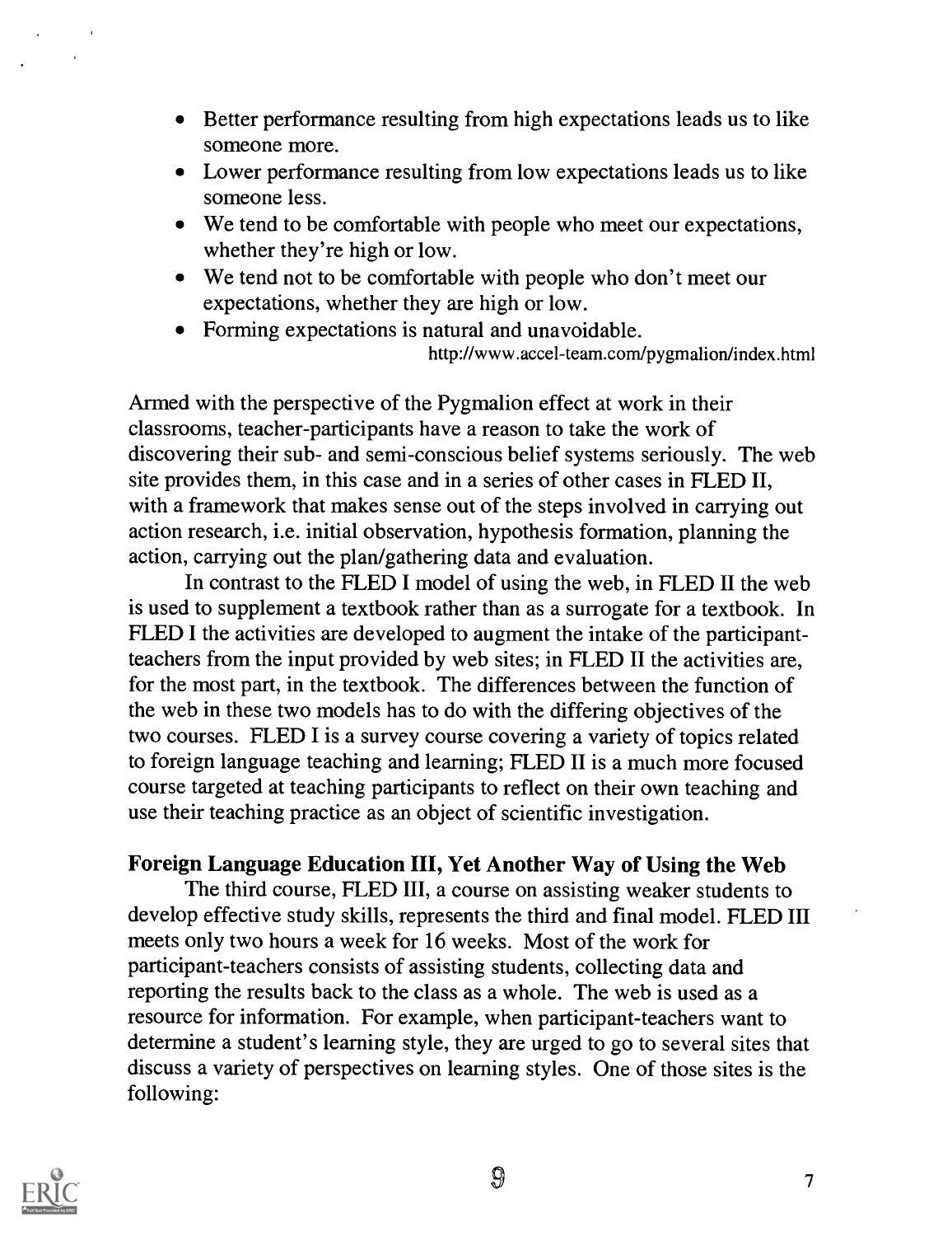- Better performance resulting from high expectations leads us to like someone more.
- Lower performance resulting from low expectations leads us to like someone less.
- We tend to be comfortable with people who meet our expectations, whether they're high or low.
- We tend not to be comfortable with people who don't meet our expectations, whether they are high or low.
- Forming expectations is natural and unavoidable.

http://www.accel-team.com/pygmalion/index.html

Armed with the perspective of the Pygmalion effect at work in their classrooms, teacher-participants have a reason to take the work of discovering their sub- and semi-conscious belief systems seriously. The web site provides them, in this case and in a series of other cases in FLED II, with a framework that makes sense out of the steps involved in carrying out action research, i.e. initial observation, hypothesis formation, planning the action, carrying out the plan/gathering data and evaluation.

In contrast to the FLED I model of using the web, in FLED II the web is used to supplement a textbook rather than as a surrogate for a textbook. In FLED I the activities are developed to augment the intake of the participant-teachers from the input provided by web sites; in FLED II the activities are, for the most part, in the textbook. The differences between the function of the web in these two models has to do with the differing objectives of the two courses. FLED I is a survey course covering a variety of topics related to foreign language teaching and learning; FLED II is a much more focused course targeted at teaching participants to reflect on their own teaching and use their teaching practice as an object of scientific investigation.

## Foreign Language Education III, Yet Another Way of Using the Web

The third course, FLED III, a course on assisting weaker students to develop effective study skills, represents the third and final model. FLED III meets only two hours a week for 16 weeks. Most of the work for participant-teachers consists of assisting students, collecting data and reporting the results back to the class as a whole. The web is used as a resource for information. For example, when participant-teachers want to determine a student's learning style, they are urged to go to several sites that discuss a variety of perspectives on learning styles. One of those sites is the following: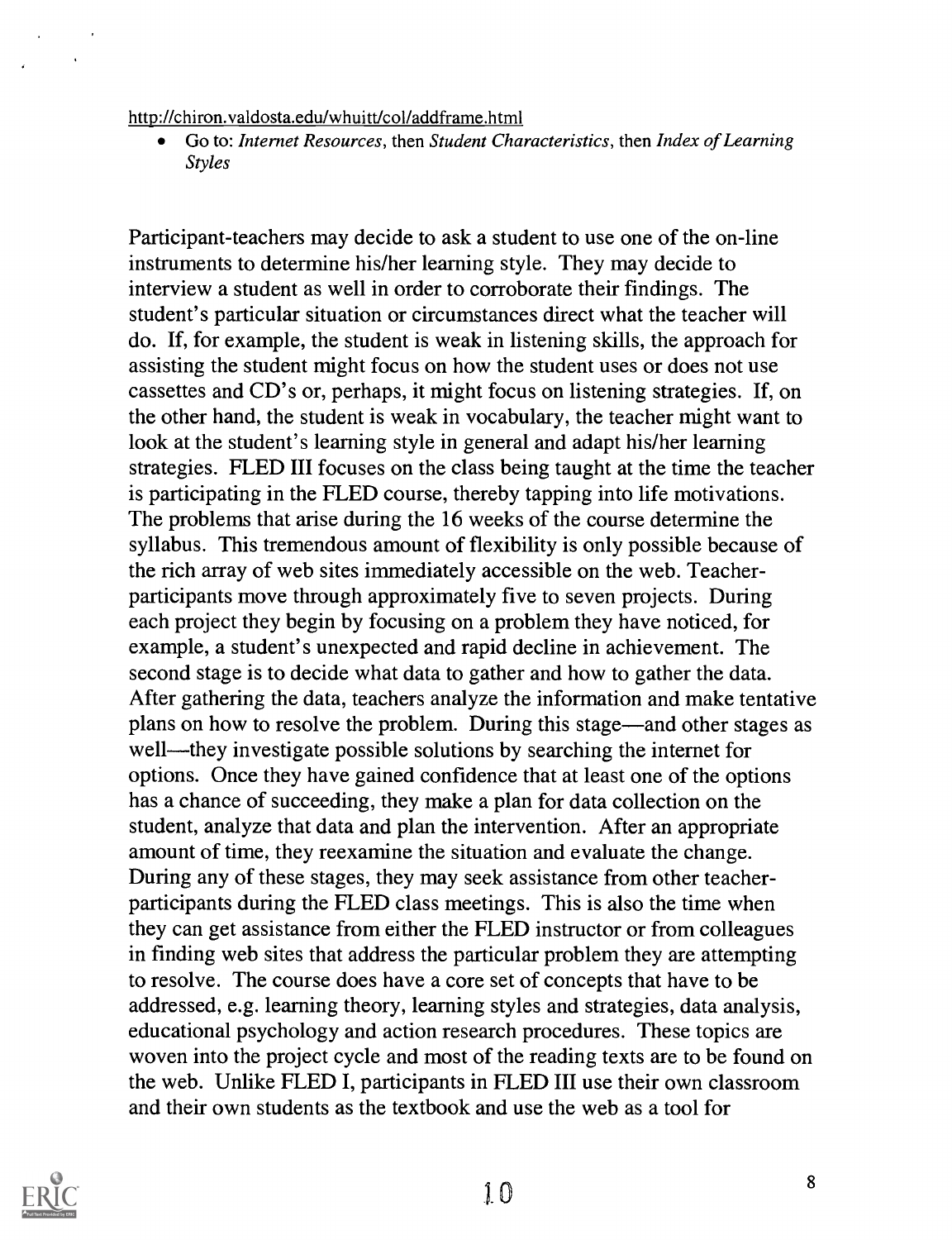http://chiron.valdosta.edu/whuitt/col/addframe.html

- Go to: *Internet Resources*, then *Student Characteristics*, then *Index of Learning Styles*

Participant-teachers may decide to ask a student to use one of the on-line instruments to determine his/her learning style. They may decide to interview a student as well in order to corroborate their findings. The student's particular situation or circumstances direct what the teacher will do. If, for example, the student is weak in listening skills, the approach for assisting the student might focus on how the student uses or does not use cassettes and CD's or, perhaps, it might focus on listening strategies. If, on the other hand, the student is weak in vocabulary, the teacher might want to look at the student's learning style in general and adapt his/her learning strategies. FLED III focuses on the class being taught at the time the teacher is participating in the FLED course, thereby tapping into life motivations. The problems that arise during the 16 weeks of the course determine the syllabus. This tremendous amount of flexibility is only possible because of the rich array of web sites immediately accessible on the web. Teacher-participants move through approximately five to seven projects. During each project they begin by focusing on a problem they have noticed, for example, a student's unexpected and rapid decline in achievement. The second stage is to decide what data to gather and how to gather the data. After gathering the data, teachers analyze the information and make tentative plans on how to resolve the problem. During this stage—and other stages as well—they investigate possible solutions by searching the internet for options. Once they have gained confidence that at least one of the options has a chance of succeeding, they make a plan for data collection on the student, analyze that data and plan the intervention. After an appropriate amount of time, they reexamine the situation and evaluate the change. During any of these stages, they may seek assistance from other teacher-participants during the FLED class meetings. This is also the time when they can get assistance from either the FLED instructor or from colleagues in finding web sites that address the particular problem they are attempting to resolve. The course does have a core set of concepts that have to be addressed, e.g. learning theory, learning styles and strategies, data analysis, educational psychology and action research procedures. These topics are woven into the project cycle and most of the reading texts are to be found on the web. Unlike FLED I, participants in FLED III use their own classroom and their own students as the textbook and use the web as a tool for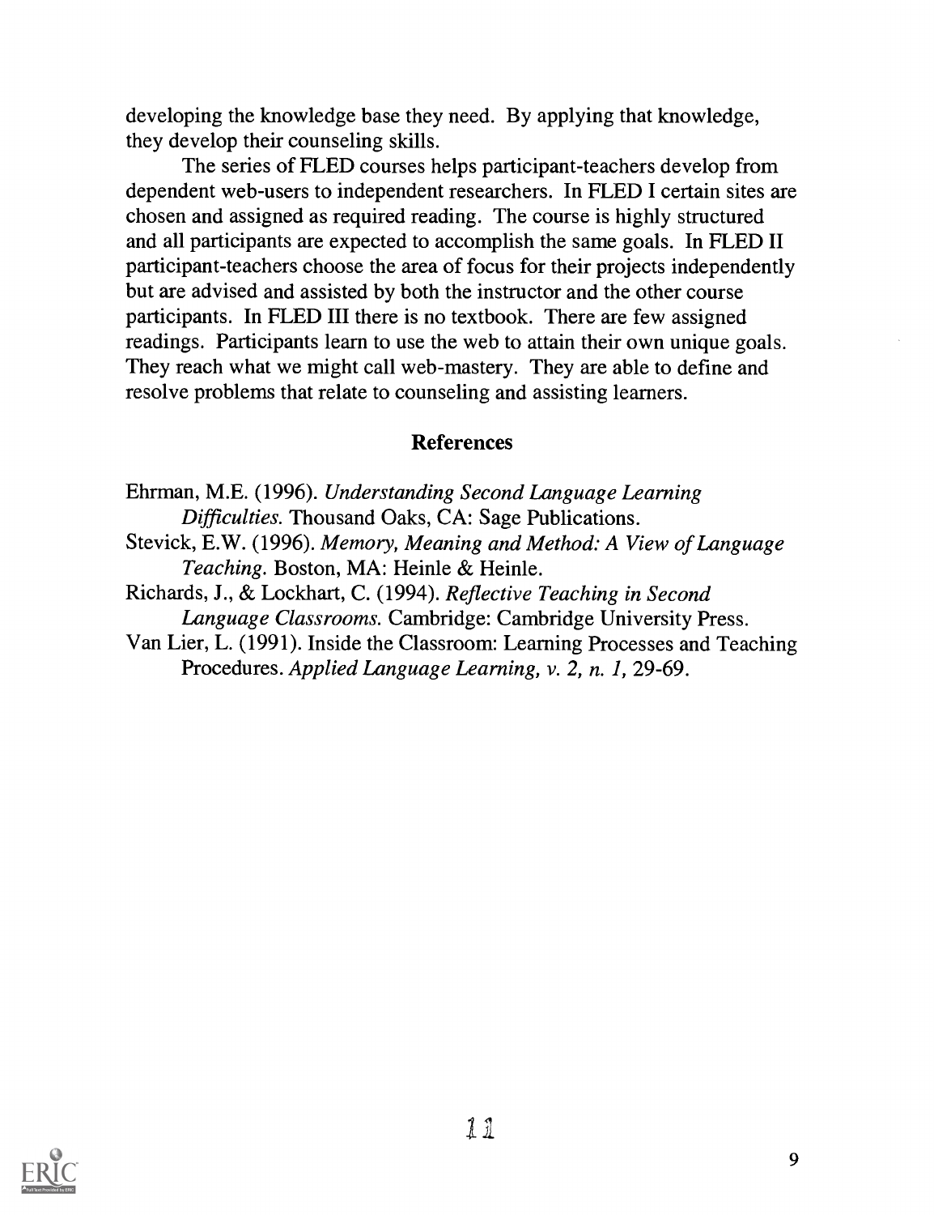developing the knowledge base they need. By applying that knowledge, they develop their counseling skills.

The series of FLED courses helps participant-teachers develop from dependent web-users to independent researchers. In FLED I certain sites are chosen and assigned as required reading. The course is highly structured and all participants are expected to accomplish the same goals. In FLED II participant-teachers choose the area of focus for their projects independently but are advised and assisted by both the instructor and the other course participants. In FLED III there is no textbook. There are few assigned readings. Participants learn to use the web to attain their own unique goals. They reach what we might call web-mastery. They are able to define and resolve problems that relate to counseling and assisting learners.

## References

Ehrman, M.E. (1996). *Understanding Second Language Learning Difficulties.* Thousand Oaks, CA: Sage Publications.

Stevick, E.W. (1996). *Memory, Meaning and Method: A View of Language Teaching.* Boston, MA: Heinle & Heinle.

Richards, J., & Lockhart, C. (1994). *Reflective Teaching in Second Language Classrooms.* Cambridge: Cambridge University Press.

Van Lier, L. (1991). Inside the Classroom: Learning Processes and Teaching Procedures. *Applied Language Learning, v. 2, n. 1,* 29-69.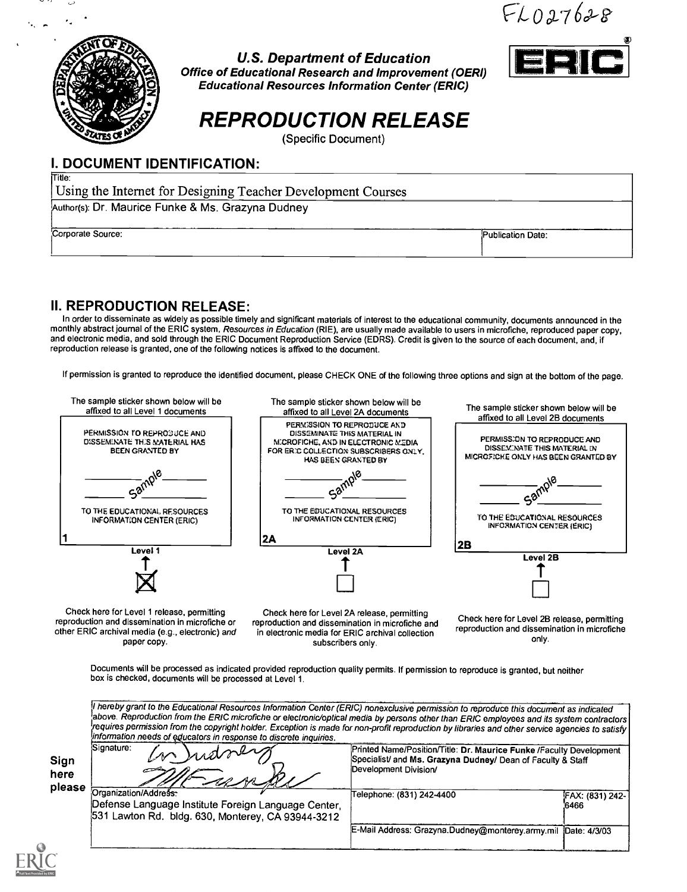FL027628

U.S. Department of Education
Office of Educational Research and Improvement (OERI)
Educational Resources Information Center (ERIC)

# REPRODUCTION RELEASE

(Specific Document)

## I. DOCUMENT IDENTIFICATION:

| | |
|---|---|
| Title: Using the Internet for Designing Teacher Development Courses | |
| Author(s): Dr. Maurice Funke & Ms. Grazyna Dudney | |
| Corporate Source: | Publication Date: |

## II. REPRODUCTION RELEASE:

In order to disseminate as widely as possible timely and significant materials of interest to the educational community, documents announced in the monthly abstract journal of the ERIC system, *Resources in Education* (RIE), are usually made available to users in microfiche, reproduced paper copy, and electronic media, and sold through the ERIC Document Reproduction Service (EDRS). Credit is given to the source of each document, and, if reproduction release is granted, one of the following notices is affixed to the document.

If permission is granted to reproduce the identified document, please CHECK ONE of the following three options and sign at the bottom of the page.

| The sample sticker shown below will be affixed to all Level 1 documents | The sample sticker shown below will be affixed to all Level 2A documents | The sample sticker shown below will be affixed to all Level 2B documents |
|---|---|---|
| PERMISSION TO REPRODUCE AND DISSEMINATE THIS MATERIAL HAS BEEN GRANTED BY Sample TO THE EDUCATIONAL RESOURCES INFORMATION CENTER (ERIC) | PERMISSION TO REPRODUCE AND DISSEMINATE THIS MATERIAL IN MICROFICHE, AND IN ELECTRONIC MEDIA FOR ERIC COLLECTION SUBSCRIBERS ONLY, HAS BEEN GRANTED BY Sample TO THE EDUCATIONAL RESOURCES INFORMATION CENTER (ERIC) | PERMISSION TO REPRODUCE AND DISSEMINATE THIS MATERIAL IN MICROFICHE ONLY HAS BEEN GRANTED BY Sample TO THE EDUCATIONAL RESOURCES INFORMATION CENTER (ERIC) |
| 1 | 2A | 2B |
| Level 1 | Level 2A | Level 2B |
| ☒ | ☐ | ☐ |
| Check here for Level 1 release, permitting reproduction and dissemination in microfiche or other ERIC archival media (e.g., electronic) *and* paper copy. | Check here for Level 2A release, permitting reproduction and dissemination in microfiche and in electronic media for ERIC archival collection subscribers only. | Check here for Level 2B release, permitting reproduction and dissemination in microfiche only. |

Documents will be processed as indicated provided reproduction quality permits. If permission to reproduce is granted, but neither box is checked, documents will be processed at Level 1.

*I hereby grant to the Educational Resources Information Center (ERIC) nonexclusive permission to reproduce this document as indicated above. Reproduction from the ERIC microfiche or electronic/optical media by persons other than ERIC employees and its system contractors requires permission from the copyright holder. Exception is made for non-profit reproduction by libraries and other service agencies to satisfy information needs of educators in response to discrete inquiries.*

**Sign here please**

| | | |
|---|---|---|
| Signature: | Printed Name/Position/Title: **Dr. Maurice Funke** /Faculty Development Specialist/ and **Ms. Grazyna Dudney**/ Dean of Faculty & Staff Development Division/ | |
| Organization/Address: Defense Language Institute Foreign Language Center, 531 Lawton Rd. bldg. 630, Monterey, CA 93944-3212 | Telephone: (831) 242-4400 | FAX: (831) 242-6466 |
| | E-Mail Address: Grazyna.Dudney@monterey.army.mil | Date: 4/3/03 |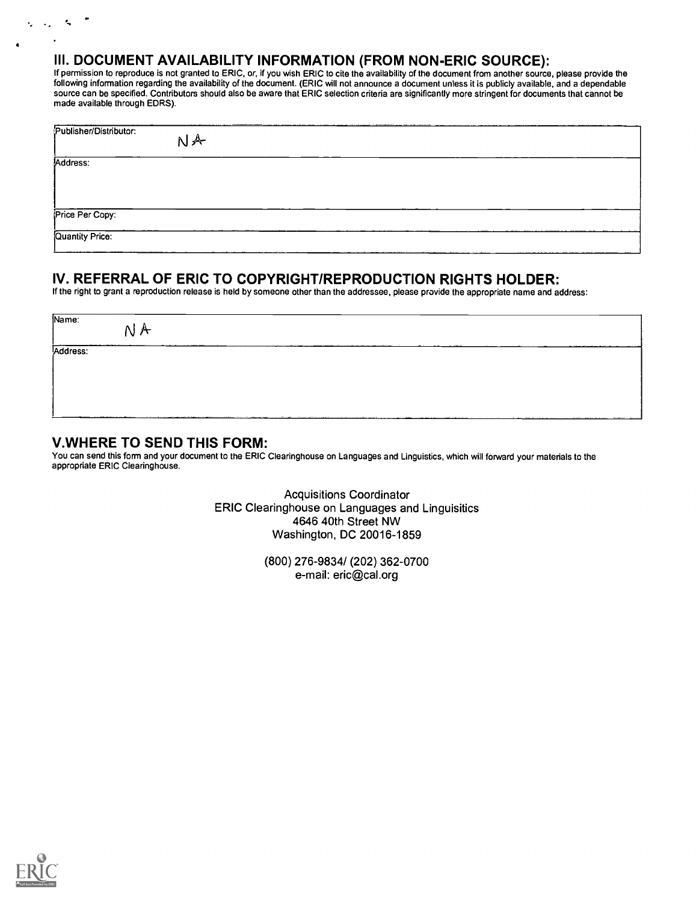## III. DOCUMENT AVAILABILITY INFORMATION (FROM NON-ERIC SOURCE):

If permission to reproduce is not granted to ERIC, or, if you wish ERIC to cite the availability of the document from another source, please provide the following information regarding the availability of the document. (ERIC will not announce a document unless it is publicly available, and a dependable source can be specified. Contributors should also be aware that ERIC selection criteria are significantly more stringent for documents that cannot be made available through EDRS).

| | |
|---|---|
| Publisher/Distributor: | NA |
| Address: | |
| Price Per Copy: | |
| Quantity Price: | |

## IV. REFERRAL OF ERIC TO COPYRIGHT/REPRODUCTION RIGHTS HOLDER:

If the right to grant a reproduction release is held by someone other than the addressee, please provide the appropriate name and address:

| | |
|---|---|
| Name: | NA |
| Address: | |

## V.WHERE TO SEND THIS FORM:

You can send this form and your document to the ERIC Clearinghouse on Languages and Linguistics, which will forward your materials to the appropriate ERIC Clearinghouse.

Acquisitions Coordinator
ERIC Clearinghouse on Languages and Linguisitics
4646 40th Street NW
Washington, DC 20016-1859

(800) 276-9834/ (202) 362-0700
e-mail: eric@cal.org